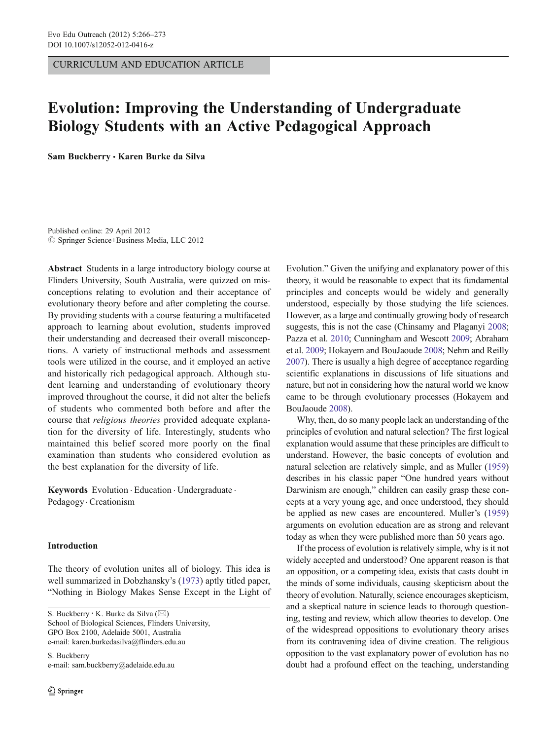CURRICULUM AND EDUCATION ARTICLE

# Evolution: Improving the Understanding of Undergraduate Biology Students with an Active Pedagogical Approach

**Sam Buckberry · Karen Burke da Silva**

Published online: 29 April 2012
© Springer Science+Business Media, LLC 2012

**Abstract** Students in a large introductory biology course at Flinders University, South Australia, were quizzed on misconceptions relating to evolution and their acceptance of evolutionary theory before and after completing the course. By providing students with a course featuring a multifaceted approach to learning about evolution, students improved their understanding and decreased their overall misconceptions. A variety of instructional methods and assessment tools were utilized in the course, and it employed an active and historically rich pedagogical approach. Although student learning and understanding of evolutionary theory improved throughout the course, it did not alter the beliefs of students who commented both before and after the course that *religious theories* provided adequate explanation for the diversity of life. Interestingly, students who maintained this belief scored more poorly on the final examination than students who considered evolution as the best explanation for the diversity of life.

**Keywords** Evolution · Education · Undergraduate · Pedagogy · Creationism

S. Buckberry · K. Burke da Silva (✉)
School of Biological Sciences, Flinders University,
GPO Box 2100, Adelaide 5001, Australia
e-mail: karen.burkedasilva@flinders.edu.au

S. Buckberry
e-mail: sam.buckberry@adelaide.edu.au

## Introduction

The theory of evolution unites all of biology. This idea is well summarized in Dobzhansky's (1973) aptly titled paper, "Nothing in Biology Makes Sense Except in the Light of Evolution." Given the unifying and explanatory power of this theory, it would be reasonable to expect that its fundamental principles and concepts would be widely and generally understood, especially by those studying the life sciences. However, as a large and continually growing body of research suggests, this is not the case (Chinsamy and Plaganyi 2008; Pazza et al. 2010; Cunningham and Wescott 2009; Abraham et al. 2009; Hokayem and BouJaoude 2008; Nehm and Reilly 2007). There is usually a high degree of acceptance regarding scientific explanations in discussions of life situations and nature, but not in considering how the natural world we know came to be through evolutionary processes (Hokayem and BouJaoude 2008).

Why, then, do so many people lack an understanding of the principles of evolution and natural selection? The first logical explanation would assume that these principles are difficult to understand. However, the basic concepts of evolution and natural selection are relatively simple, and as Muller (1959) describes in his classic paper "One hundred years without Darwinism are enough," children can easily grasp these concepts at a very young age, and once understood, they should be applied as new cases are encountered. Muller's (1959) arguments on evolution education are as strong and relevant today as when they were published more than 50 years ago.

If the process of evolution is relatively simple, why is it not widely accepted and understood? One apparent reason is that an opposition, or a competing idea, exists that casts doubt in the minds of some individuals, causing skepticism about the theory of evolution. Naturally, science encourages skepticism, and a skeptical nature in science leads to thorough questioning, testing and review, which allow theories to develop. One of the widespread oppositions to evolutionary theory arises from its contravening idea of divine creation. The religious opposition to the vast explanatory power of evolution has no doubt had a profound effect on the teaching, understanding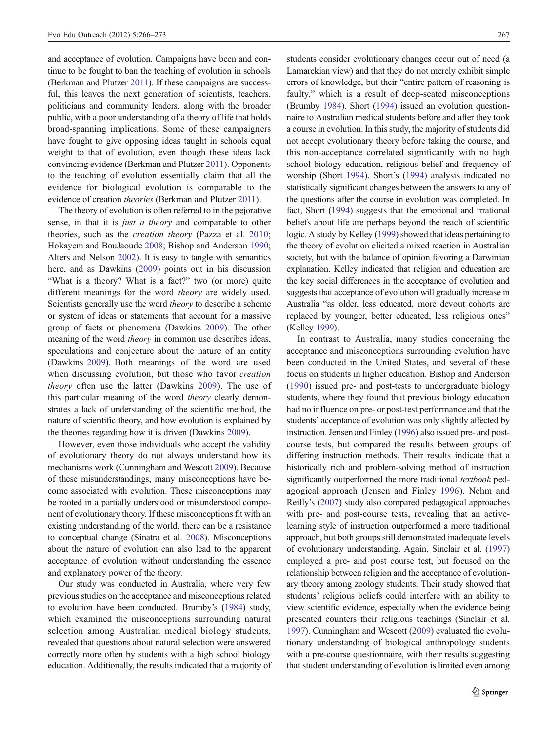and acceptance of evolution. Campaigns have been and continue to be fought to ban the teaching of evolution in schools (Berkman and Plutzer 2011). If these campaigns are successful, this leaves the next generation of scientists, teachers, politicians and community leaders, along with the broader public, with a poor understanding of a theory of life that holds broad-spanning implications. Some of these campaigners have fought to give opposing ideas taught in schools equal weight to that of evolution, even though these ideas lack convincing evidence (Berkman and Plutzer 2011). Opponents to the teaching of evolution essentially claim that all the evidence for biological evolution is comparable to the evidence of creation *theories* (Berkman and Plutzer 2011).

The theory of evolution is often referred to in the pejorative sense, in that it is *just a theory* and comparable to other theories, such as the *creation theory* (Pazza et al. 2010; Hokayem and BouJaoude 2008; Bishop and Anderson 1990; Alters and Nelson 2002). It is easy to tangle with semantics here, and as Dawkins (2009) points out in his discussion "What is a theory? What is a fact?" two (or more) quite different meanings for the word *theory* are widely used. Scientists generally use the word *theory* to describe a scheme or system of ideas or statements that account for a massive group of facts or phenomena (Dawkins 2009). The other meaning of the word *theory* in common use describes ideas, speculations and conjecture about the nature of an entity (Dawkins 2009). Both meanings of the word are used when discussing evolution, but those who favor *creation theory* often use the latter (Dawkins 2009). The use of this particular meaning of the word *theory* clearly demonstrates a lack of understanding of the scientific method, the nature of scientific theory, and how evolution is explained by the theories regarding how it is driven (Dawkins 2009).

However, even those individuals who accept the validity of evolutionary theory do not always understand how its mechanisms work (Cunningham and Wescott 2009). Because of these misunderstandings, many misconceptions have become associated with evolution. These misconceptions may be rooted in a partially understood or misunderstood component of evolutionary theory. If these misconceptions fit with an existing understanding of the world, there can be a resistance to conceptual change (Sinatra et al. 2008). Misconceptions about the nature of evolution can also lead to the apparent acceptance of evolution without understanding the essence and explanatory power of the theory.

Our study was conducted in Australia, where very few previous studies on the acceptance and misconceptions related to evolution have been conducted. Brumby's (1984) study, which examined the misconceptions surrounding natural selection among Australian medical biology students, revealed that questions about natural selection were answered correctly more often by students with a high school biology education. Additionally, the results indicated that a majority of students consider evolutionary changes occur out of need (a Lamarckian view) and that they do not merely exhibit simple errors of knowledge, but their "entire pattern of reasoning is faulty," which is a result of deep-seated misconceptions (Brumby 1984). Short (1994) issued an evolution questionnaire to Australian medical students before and after they took a course in evolution. In this study, the majority of students did not accept evolutionary theory before taking the course, and this non-acceptance correlated significantly with no high school biology education, religious belief and frequency of worship (Short 1994). Short's (1994) analysis indicated no statistically significant changes between the answers to any of the questions after the course in evolution was completed. In fact, Short (1994) suggests that the emotional and irrational beliefs about life are perhaps beyond the reach of scientific logic. A study by Kelley (1999) showed that ideas pertaining to the theory of evolution elicited a mixed reaction in Australian society, but with the balance of opinion favoring a Darwinian explanation. Kelley indicated that religion and education are the key social differences in the acceptance of evolution and suggests that acceptance of evolution will gradually increase in Australia "as older, less educated, more devout cohorts are replaced by younger, better educated, less religious ones" (Kelley 1999).

In contrast to Australia, many studies concerning the acceptance and misconceptions surrounding evolution have been conducted in the United States, and several of these focus on students in higher education. Bishop and Anderson (1990) issued pre- and post-tests to undergraduate biology students, where they found that previous biology education had no influence on pre- or post-test performance and that the students' acceptance of evolution was only slightly affected by instruction. Jensen and Finley (1996) also issued pre- and post-course tests, but compared the results between groups of differing instruction methods. Their results indicate that a historically rich and problem-solving method of instruction significantly outperformed the more traditional *textbook* pedagogical approach (Jensen and Finley 1996). Nehm and Reilly's (2007) study also compared pedagogical approaches with pre- and post-course tests, revealing that an active-learning style of instruction outperformed a more traditional approach, but both groups still demonstrated inadequate levels of evolutionary understanding. Again, Sinclair et al. (1997) employed a pre- and post course test, but focused on the relationship between religion and the acceptance of evolutionary theory among zoology students. Their study showed that students' religious beliefs could interfere with an ability to view scientific evidence, especially when the evidence being presented counters their religious teachings (Sinclair et al. 1997). Cunningham and Wescott (2009) evaluated the evolutionary understanding of biological anthropology students with a pre-course questionnaire, with their results suggesting that student understanding of evolution is limited even among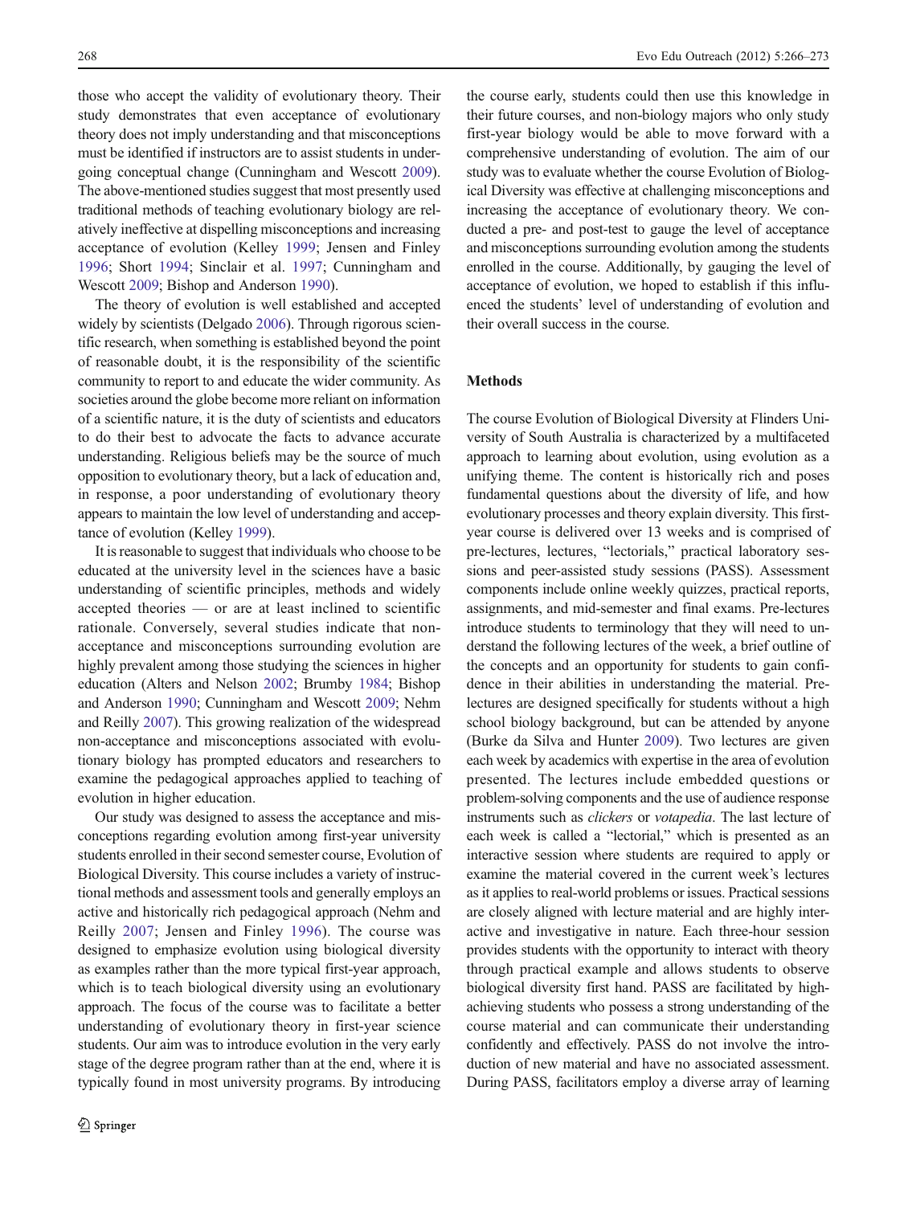those who accept the validity of evolutionary theory. Their study demonstrates that even acceptance of evolutionary theory does not imply understanding and that misconceptions must be identified if instructors are to assist students in undergoing conceptual change (Cunningham and Wescott 2009). The above-mentioned studies suggest that most presently used traditional methods of teaching evolutionary biology are relatively ineffective at dispelling misconceptions and increasing acceptance of evolution (Kelley 1999; Jensen and Finley 1996; Short 1994; Sinclair et al. 1997; Cunningham and Wescott 2009; Bishop and Anderson 1990).

The theory of evolution is well established and accepted widely by scientists (Delgado 2006). Through rigorous scientific research, when something is established beyond the point of reasonable doubt, it is the responsibility of the scientific community to report to and educate the wider community. As societies around the globe become more reliant on information of a scientific nature, it is the duty of scientists and educators to do their best to advocate the facts to advance accurate understanding. Religious beliefs may be the source of much opposition to evolutionary theory, but a lack of education and, in response, a poor understanding of evolutionary theory appears to maintain the low level of understanding and acceptance of evolution (Kelley 1999).

It is reasonable to suggest that individuals who choose to be educated at the university level in the sciences have a basic understanding of scientific principles, methods and widely accepted theories — or are at least inclined to scientific rationale. Conversely, several studies indicate that non-acceptance and misconceptions surrounding evolution are highly prevalent among those studying the sciences in higher education (Alters and Nelson 2002; Brumby 1984; Bishop and Anderson 1990; Cunningham and Wescott 2009; Nehm and Reilly 2007). This growing realization of the widespread non-acceptance and misconceptions associated with evolutionary biology has prompted educators and researchers to examine the pedagogical approaches applied to teaching of evolution in higher education.

Our study was designed to assess the acceptance and misconceptions regarding evolution among first-year university students enrolled in their second semester course, Evolution of Biological Diversity. This course includes a variety of instructional methods and assessment tools and generally employs an active and historically rich pedagogical approach (Nehm and Reilly 2007; Jensen and Finley 1996). The course was designed to emphasize evolution using biological diversity as examples rather than the more typical first-year approach, which is to teach biological diversity using an evolutionary approach. The focus of the course was to facilitate a better understanding of evolutionary theory in first-year science students. Our aim was to introduce evolution in the very early stage of the degree program rather than at the end, where it is typically found in most university programs. By introducing the course early, students could then use this knowledge in their future courses, and non-biology majors who only study first-year biology would be able to move forward with a comprehensive understanding of evolution. The aim of our study was to evaluate whether the course Evolution of Biological Diversity was effective at challenging misconceptions and increasing the acceptance of evolutionary theory. We conducted a pre- and post-test to gauge the level of acceptance and misconceptions surrounding evolution among the students enrolled in the course. Additionally, by gauging the level of acceptance of evolution, we hoped to establish if this influenced the students' level of understanding of evolution and their overall success in the course.

## Methods

The course Evolution of Biological Diversity at Flinders University of South Australia is characterized by a multifaceted approach to learning about evolution, using evolution as a unifying theme. The content is historically rich and poses fundamental questions about the diversity of life, and how evolutionary processes and theory explain diversity. This first-year course is delivered over 13 weeks and is comprised of pre-lectures, lectures, "lectorials," practical laboratory sessions and peer-assisted study sessions (PASS). Assessment components include online weekly quizzes, practical reports, assignments, and mid-semester and final exams. Pre-lectures introduce students to terminology that they will need to understand the following lectures of the week, a brief outline of the concepts and an opportunity for students to gain confidence in their abilities in understanding the material. Pre-lectures are designed specifically for students without a high school biology background, but can be attended by anyone (Burke da Silva and Hunter 2009). Two lectures are given each week by academics with expertise in the area of evolution presented. The lectures include embedded questions or problem-solving components and the use of audience response instruments such as *clickers* or *votapedia*. The last lecture of each week is called a "lectorial," which is presented as an interactive session where students are required to apply or examine the material covered in the current week's lectures as it applies to real-world problems or issues. Practical sessions are closely aligned with lecture material and are highly interactive and investigative in nature. Each three-hour session provides students with the opportunity to interact with theory through practical example and allows students to observe biological diversity first hand. PASS are facilitated by high-achieving students who possess a strong understanding of the course material and can communicate their understanding confidently and effectively. PASS do not involve the introduction of new material and have no associated assessment. During PASS, facilitators employ a diverse array of learning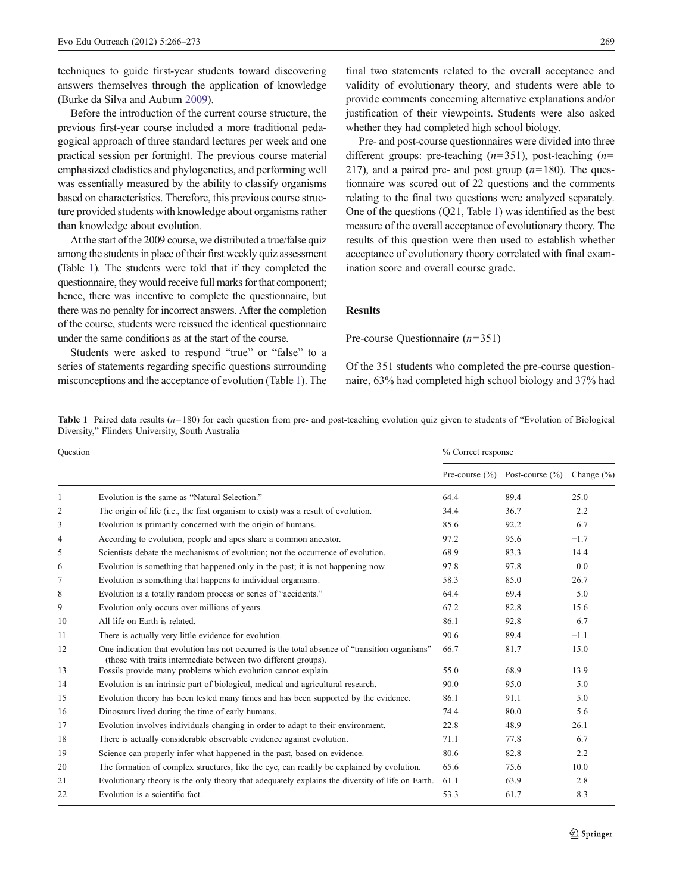techniques to guide first-year students toward discovering answers themselves through the application of knowledge (Burke da Silva and Auburn 2009).

Before the introduction of the current course structure, the previous first-year course included a more traditional pedagogical approach of three standard lectures per week and one practical session per fortnight. The previous course material emphasized cladistics and phylogenetics, and performing well was essentially measured by the ability to classify organisms based on characteristics. Therefore, this previous course structure provided students with knowledge about organisms rather than knowledge about evolution.

At the start of the 2009 course, we distributed a true/false quiz among the students in place of their first weekly quiz assessment (Table 1). The students were told that if they completed the questionnaire, they would receive full marks for that component; hence, there was incentive to complete the questionnaire, but there was no penalty for incorrect answers. After the completion of the course, students were reissued the identical questionnaire under the same conditions as at the start of the course.

Students were asked to respond "true" or "false" to a series of statements regarding specific questions surrounding misconceptions and the acceptance of evolution (Table 1). The final two statements related to the overall acceptance and validity of evolutionary theory, and students were able to provide comments concerning alternative explanations and/or justification of their viewpoints. Students were also asked whether they had completed high school biology.

Pre- and post-course questionnaires were divided into three different groups: pre-teaching ($n$=351), post-teaching ($n$=217), and a paired pre- and post group ($n$=180). The questionnaire was scored out of 22 questions and the comments relating to the final two questions were analyzed separately. One of the questions (Q21, Table 1) was identified as the best measure of the overall acceptance of evolutionary theory. The results of this question were then used to establish whether acceptance of evolutionary theory correlated with final examination score and overall course grade.

## Results

Pre-course Questionnaire ($n$=351)

Of the 351 students who completed the pre-course questionnaire, 63% had completed high school biology and 37% had

**Table 1** Paired data results ($n$=180) for each question from pre- and post-teaching evolution quiz given to students of "Evolution of Biological Diversity," Flinders University, South Australia

| Question | | % Correct response | | |
|---|---|---|---|---|
| | | Pre-course (%) | Post-course (%) | Change (%) |
| 1 | Evolution is the same as "Natural Selection." | 64.4 | 89.4 | 25.0 |
| 2 | The origin of life (i.e., the first organism to exist) was a result of evolution. | 34.4 | 36.7 | 2.2 |
| 3 | Evolution is primarily concerned with the origin of humans. | 85.6 | 92.2 | 6.7 |
| 4 | According to evolution, people and apes share a common ancestor. | 97.2 | 95.6 | −1.7 |
| 5 | Scientists debate the mechanisms of evolution; not the occurrence of evolution. | 68.9 | 83.3 | 14.4 |
| 6 | Evolution is something that happened only in the past; it is not happening now. | 97.8 | 97.8 | 0.0 |
| 7 | Evolution is something that happens to individual organisms. | 58.3 | 85.0 | 26.7 |
| 8 | Evolution is a totally random process or series of "accidents." | 64.4 | 69.4 | 5.0 |
| 9 | Evolution only occurs over millions of years. | 67.2 | 82.8 | 15.6 |
| 10 | All life on Earth is related. | 86.1 | 92.8 | 6.7 |
| 11 | There is actually very little evidence for evolution. | 90.6 | 89.4 | −1.1 |
| 12 | One indication that evolution has not occurred is the total absence of "transition organisms" (those with traits intermediate between two different groups). | 66.7 | 81.7 | 15.0 |
| 13 | Fossils provide many problems which evolution cannot explain. | 55.0 | 68.9 | 13.9 |
| 14 | Evolution is an intrinsic part of biological, medical and agricultural research. | 90.0 | 95.0 | 5.0 |
| 15 | Evolution theory has been tested many times and has been supported by the evidence. | 86.1 | 91.1 | 5.0 |
| 16 | Dinosaurs lived during the time of early humans. | 74.4 | 80.0 | 5.6 |
| 17 | Evolution involves individuals changing in order to adapt to their environment. | 22.8 | 48.9 | 26.1 |
| 18 | There is actually considerable observable evidence against evolution. | 71.1 | 77.8 | 6.7 |
| 19 | Science can properly infer what happened in the past, based on evidence. | 80.6 | 82.8 | 2.2 |
| 20 | The formation of complex structures, like the eye, can readily be explained by evolution. | 65.6 | 75.6 | 10.0 |
| 21 | Evolutionary theory is the only theory that adequately explains the diversity of life on Earth. | 61.1 | 63.9 | 2.8 |
| 22 | Evolution is a scientific fact. | 53.3 | 61.7 | 8.3 |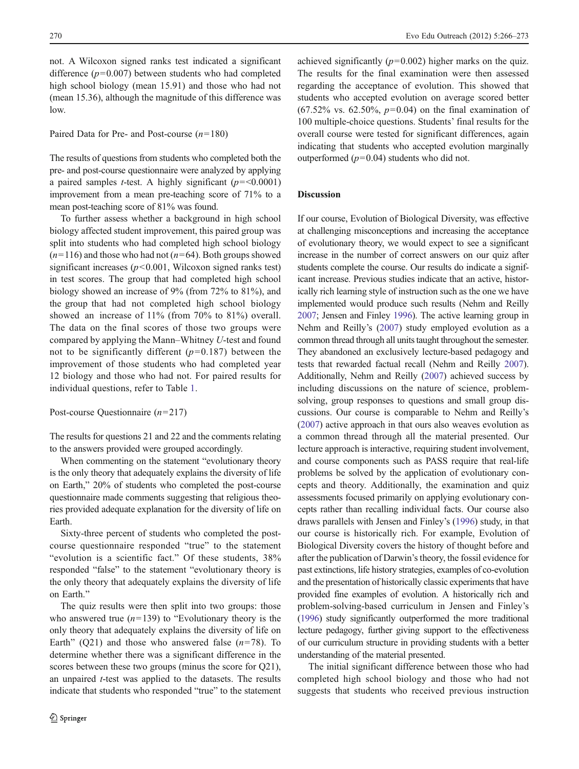not. A Wilcoxon signed ranks test indicated a significant difference ($p=0.007$) between students who had completed high school biology (mean 15.91) and those who had not (mean 15.36), although the magnitude of this difference was low.

### Paired Data for Pre- and Post-course ($n=180$)

The results of questions from students who completed both the pre- and post-course questionnaire were analyzed by applying a paired samples *t*-test. A highly significant ($p=<0.0001$) improvement from a mean pre-teaching score of 71% to a mean post-teaching score of 81% was found.

To further assess whether a background in high school biology affected student improvement, this paired group was split into students who had completed high school biology ($n=116$) and those who had not ($n=64$). Both groups showed significant increases ($p<0.001$, Wilcoxon signed ranks test) in test scores. The group that had completed high school biology showed an increase of 9% (from 72% to 81%), and the group that had not completed high school biology showed an increase of 11% (from 70% to 81%) overall. The data on the final scores of those two groups were compared by applying the Mann–Whitney *U*-test and found not to be significantly different ($p=0.187$) between the improvement of those students who had completed year 12 biology and those who had not. For paired results for individual questions, refer to Table 1.

### Post-course Questionnaire ($n=217$)

The results for questions 21 and 22 and the comments relating to the answers provided were grouped accordingly.

When commenting on the statement "evolutionary theory is the only theory that adequately explains the diversity of life on Earth," 20% of students who completed the post-course questionnaire made comments suggesting that religious theories provided adequate explanation for the diversity of life on Earth.

Sixty-three percent of students who completed the post-course questionnaire responded "true" to the statement "evolution is a scientific fact." Of these students, 38% responded "false" to the statement "evolutionary theory is the only theory that adequately explains the diversity of life on Earth."

The quiz results were then split into two groups: those who answered true ($n=139$) to "Evolutionary theory is the only theory that adequately explains the diversity of life on Earth" (Q21) and those who answered false ($n=78$). To determine whether there was a significant difference in the scores between these two groups (minus the score for Q21), an unpaired *t*-test was applied to the datasets. The results indicate that students who responded "true" to the statement achieved significantly ($p=0.002$) higher marks on the quiz. The results for the final examination were then assessed regarding the acceptance of evolution. This showed that students who accepted evolution on average scored better (67.52% vs. 62.50%, $p=0.04$) on the final examination of 100 multiple-choice questions. Students' final results for the overall course were tested for significant differences, again indicating that students who accepted evolution marginally outperformed ($p=0.04$) students who did not.

## Discussion

If our course, Evolution of Biological Diversity, was effective at challenging misconceptions and increasing the acceptance of evolutionary theory, we would expect to see a significant increase in the number of correct answers on our quiz after students complete the course. Our results do indicate a significant increase. Previous studies indicate that an active, historically rich learning style of instruction such as the one we have implemented would produce such results (Nehm and Reilly 2007; Jensen and Finley 1996). The active learning group in Nehm and Reilly's (2007) study employed evolution as a common thread through all units taught throughout the semester. They abandoned an exclusively lecture-based pedagogy and tests that rewarded factual recall (Nehm and Reilly 2007). Additionally, Nehm and Reilly (2007) achieved success by including discussions on the nature of science, problem-solving, group responses to questions and small group discussions. Our course is comparable to Nehm and Reilly's (2007) active approach in that ours also weaves evolution as a common thread through all the material presented. Our lecture approach is interactive, requiring student involvement, and course components such as PASS require that real-life problems be solved by the application of evolutionary concepts and theory. Additionally, the examination and quiz assessments focused primarily on applying evolutionary concepts rather than recalling individual facts. Our course also draws parallels with Jensen and Finley's (1996) study, in that our course is historically rich. For example, Evolution of Biological Diversity covers the history of thought before and after the publication of Darwin's theory, the fossil evidence for past extinctions, life history strategies, examples of co-evolution and the presentation of historically classic experiments that have provided fine examples of evolution. A historically rich and problem-solving-based curriculum in Jensen and Finley's (1996) study significantly outperformed the more traditional lecture pedagogy, further giving support to the effectiveness of our curriculum structure in providing students with a better understanding of the material presented.

The initial significant difference between those who had completed high school biology and those who had not suggests that students who received previous instruction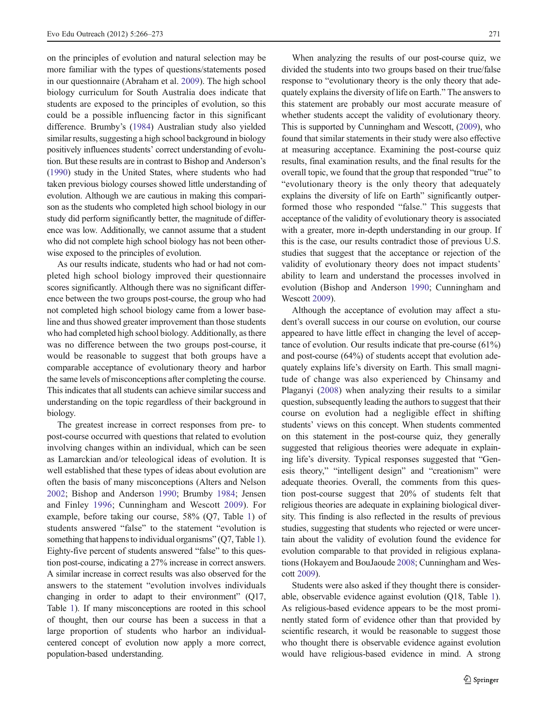on the principles of evolution and natural selection may be more familiar with the types of questions/statements posed in our questionnaire (Abraham et al. 2009). The high school biology curriculum for South Australia does indicate that students are exposed to the principles of evolution, so this could be a possible influencing factor in this significant difference. Brumby's (1984) Australian study also yielded similar results, suggesting a high school background in biology positively influences students' correct understanding of evolution. But these results are in contrast to Bishop and Anderson's (1990) study in the United States, where students who had taken previous biology courses showed little understanding of evolution. Although we are cautious in making this comparison as the students who completed high school biology in our study did perform significantly better, the magnitude of difference was low. Additionally, we cannot assume that a student who did not complete high school biology has not been otherwise exposed to the principles of evolution.

As our results indicate, students who had or had not completed high school biology improved their questionnaire scores significantly. Although there was no significant difference between the two groups post-course, the group who had not completed high school biology came from a lower baseline and thus showed greater improvement than those students who had completed high school biology. Additionally, as there was no difference between the two groups post-course, it would be reasonable to suggest that both groups have a comparable acceptance of evolutionary theory and harbor the same levels of misconceptions after completing the course. This indicates that all students can achieve similar success and understanding on the topic regardless of their background in biology.

The greatest increase in correct responses from pre- to post-course occurred with questions that related to evolution involving changes within an individual, which can be seen as Lamarckian and/or teleological ideas of evolution. It is well established that these types of ideas about evolution are often the basis of many misconceptions (Alters and Nelson 2002; Bishop and Anderson 1990; Brumby 1984; Jensen and Finley 1996; Cunningham and Wescott 2009). For example, before taking our course, 58% (Q7, Table 1) of students answered "false" to the statement "evolution is something that happens to individual organisms" (Q7, Table 1). Eighty-five percent of students answered "false" to this question post-course, indicating a 27% increase in correct answers. A similar increase in correct results was also observed for the answers to the statement "evolution involves individuals changing in order to adapt to their environment" (Q17, Table 1). If many misconceptions are rooted in this school of thought, then our course has been a success in that a large proportion of students who harbor an individual-centered concept of evolution now apply a more correct, population-based understanding.

When analyzing the results of our post-course quiz, we divided the students into two groups based on their true/false response to "evolutionary theory is the only theory that adequately explains the diversity of life on Earth." The answers to this statement are probably our most accurate measure of whether students accept the validity of evolutionary theory. This is supported by Cunningham and Wescott, (2009), who found that similar statements in their study were also effective at measuring acceptance. Examining the post-course quiz results, final examination results, and the final results for the overall topic, we found that the group that responded "true" to "evolutionary theory is the only theory that adequately explains the diversity of life on Earth" significantly outperformed those who responded "false." This suggests that acceptance of the validity of evolutionary theory is associated with a greater, more in-depth understanding in our group. If this is the case, our results contradict those of previous U.S. studies that suggest that the acceptance or rejection of the validity of evolutionary theory does not impact students' ability to learn and understand the processes involved in evolution (Bishop and Anderson 1990; Cunningham and Wescott 2009).

Although the acceptance of evolution may affect a student's overall success in our course on evolution, our course appeared to have little effect in changing the level of acceptance of evolution. Our results indicate that pre-course (61%) and post-course (64%) of students accept that evolution adequately explains life's diversity on Earth. This small magnitude of change was also experienced by Chinsamy and Plaganyi (2008) when analyzing their results to a similar question, subsequently leading the authors to suggest that their course on evolution had a negligible effect in shifting students' views on this concept. When students commented on this statement in the post-course quiz, they generally suggested that religious theories were adequate in explaining life's diversity. Typical responses suggested that "Genesis theory," "intelligent design" and "creationism" were adequate theories. Overall, the comments from this question post-course suggest that 20% of students felt that religious theories are adequate in explaining biological diversity. This finding is also reflected in the results of previous studies, suggesting that students who rejected or were uncertain about the validity of evolution found the evidence for evolution comparable to that provided in religious explanations (Hokayem and BouJaoude 2008; Cunningham and Wescott 2009).

Students were also asked if they thought there is considerable, observable evidence against evolution (Q18, Table 1). As religious-based evidence appears to be the most prominently stated form of evidence other than that provided by scientific research, it would be reasonable to suggest those who thought there is observable evidence against evolution would have religious-based evidence in mind. A strong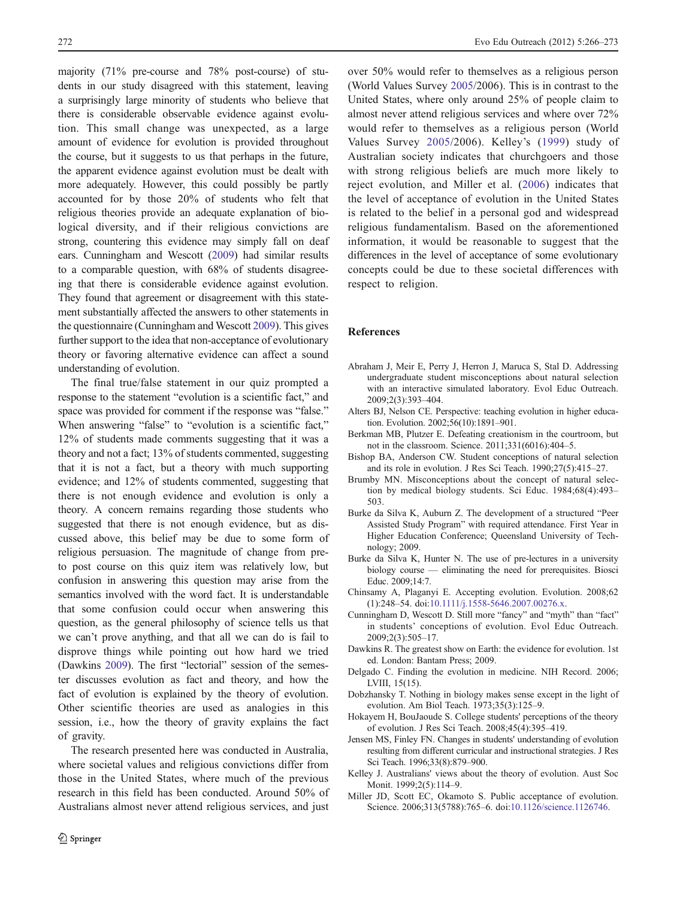majority (71% pre-course and 78% post-course) of students in our study disagreed with this statement, leaving a surprisingly large minority of students who believe that there is considerable observable evidence against evolution. This small change was unexpected, as a large amount of evidence for evolution is provided throughout the course, but it suggests to us that perhaps in the future, the apparent evidence against evolution must be dealt with more adequately. However, this could possibly be partly accounted for by those 20% of students who felt that religious theories provide an adequate explanation of biological diversity, and if their religious convictions are strong, countering this evidence may simply fall on deaf ears. Cunningham and Wescott (2009) had similar results to a comparable question, with 68% of students disagreeing that there is considerable evidence against evolution. They found that agreement or disagreement with this statement substantially affected the answers to other statements in the questionnaire (Cunningham and Wescott 2009). This gives further support to the idea that non-acceptance of evolutionary theory or favoring alternative evidence can affect a sound understanding of evolution.

The final true/false statement in our quiz prompted a response to the statement "evolution is a scientific fact," and space was provided for comment if the response was "false." When answering "false" to "evolution is a scientific fact," 12% of students made comments suggesting that it was a theory and not a fact; 13% of students commented, suggesting that it is not a fact, but a theory with much supporting evidence; and 12% of students commented, suggesting that there is not enough evidence and evolution is only a theory. A concern remains regarding those students who suggested that there is not enough evidence, but as discussed above, this belief may be due to some form of religious persuasion. The magnitude of change from pre- to post course on this quiz item was relatively low, but confusion in answering this question may arise from the semantics involved with the word fact. It is understandable that some confusion could occur when answering this question, as the general philosophy of science tells us that we can't prove anything, and that all we can do is fail to disprove things while pointing out how hard we tried (Dawkins 2009). The first "lectorial" session of the semester discusses evolution as fact and theory, and how the fact of evolution is explained by the theory of evolution. Other scientific theories are used as analogies in this session, i.e., how the theory of gravity explains the fact of gravity.

The research presented here was conducted in Australia, where societal values and religious convictions differ from those in the United States, where much of the previous research in this field has been conducted. Around 50% of Australians almost never attend religious services, and just over 50% would refer to themselves as a religious person (World Values Survey 2005/2006). This is in contrast to the United States, where only around 25% of people claim to almost never attend religious services and where over 72% would refer to themselves as a religious person (World Values Survey 2005/2006). Kelley's (1999) study of Australian society indicates that churchgoers and those with strong religious beliefs are much more likely to reject evolution, and Miller et al. (2006) indicates that the level of acceptance of evolution in the United States is related to the belief in a personal god and widespread religious fundamentalism. Based on the aforementioned information, it would be reasonable to suggest that the differences in the level of acceptance of some evolutionary concepts could be due to these societal differences with respect to religion.

## References

Abraham J, Meir E, Perry J, Herron J, Maruca S, Stal D. Addressing undergraduate student misconceptions about natural selection with an interactive simulated laboratory. Evol Educ Outreach. 2009;2(3):393–404.

Alters BJ, Nelson CE. Perspective: teaching evolution in higher education. Evolution. 2002;56(10):1891–901.

Berkman MB, Plutzer E. Defeating creationism in the courtroom, but not in the classroom. Science. 2011;331(6016):404–5.

Bishop BA, Anderson CW. Student conceptions of natural selection and its role in evolution. J Res Sci Teach. 1990;27(5):415–27.

Brumby MN. Misconceptions about the concept of natural selection by medical biology students. Sci Educ. 1984;68(4):493–503.

Burke da Silva K, Auburn Z. The development of a structured "Peer Assisted Study Program" with required attendance. First Year in Higher Education Conference; Queensland University of Technology; 2009.

Burke da Silva K, Hunter N. The use of pre-lectures in a university biology course — eliminating the need for prerequisites. Biosci Educ. 2009;14:7.

Chinsamy A, Plaganyi E. Accepting evolution. Evolution. 2008;62(1):248–54. doi:10.1111/j.1558-5646.2007.00276.x.

Cunningham D, Wescott D. Still more "fancy" and "myth" than "fact" in students' conceptions of evolution. Evol Educ Outreach. 2009;2(3):505–17.

Dawkins R. The greatest show on Earth: the evidence for evolution. 1st ed. London: Bantam Press; 2009.

Delgado C. Finding the evolution in medicine. NIH Record. 2006; LVIII, 15(15).

Dobzhansky T. Nothing in biology makes sense except in the light of evolution. Am Biol Teach. 1973;35(3):125–9.

Hokayem H, BouJaoude S. College students' perceptions of the theory of evolution. J Res Sci Teach. 2008;45(4):395–419.

Jensen MS, Finley FN. Changes in students' understanding of evolution resulting from different curricular and instructional strategies. J Res Sci Teach. 1996;33(8):879–900.

Kelley J. Australians' views about the theory of evolution. Aust Soc Monit. 1999;2(5):114–9.

Miller JD, Scott EC, Okamoto S. Public acceptance of evolution. Science. 2006;313(5788):765–6. doi:10.1126/science.1126746.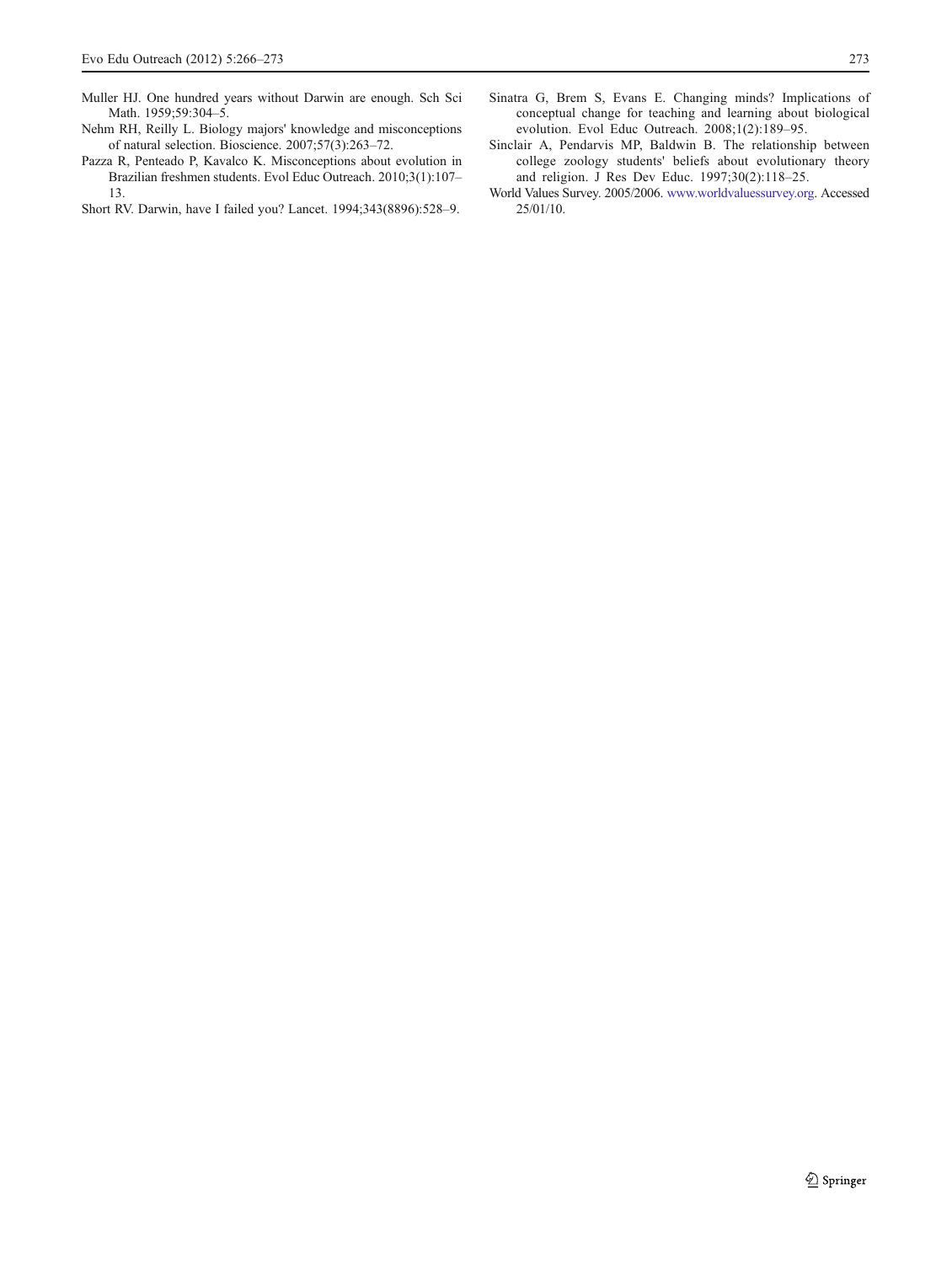Muller HJ. One hundred years without Darwin are enough. Sch Sci Math. 1959;59:304–5.

Nehm RH, Reilly L. Biology majors' knowledge and misconceptions of natural selection. Bioscience. 2007;57(3):263–72.

Pazza R, Penteado P, Kavalco K. Misconceptions about evolution in Brazilian freshmen students. Evol Educ Outreach. 2010;3(1):107–13.

Short RV. Darwin, have I failed you? Lancet. 1994;343(8896):528–9.

Sinatra G, Brem S, Evans E. Changing minds? Implications of conceptual change for teaching and learning about biological evolution. Evol Educ Outreach. 2008;1(2):189–95.

Sinclair A, Pendarvis MP, Baldwin B. The relationship between college zoology students' beliefs about evolutionary theory and religion. J Res Dev Educ. 1997;30(2):118–25.

World Values Survey. 2005/2006. www.worldvaluessurvey.org. Accessed 25/01/10.